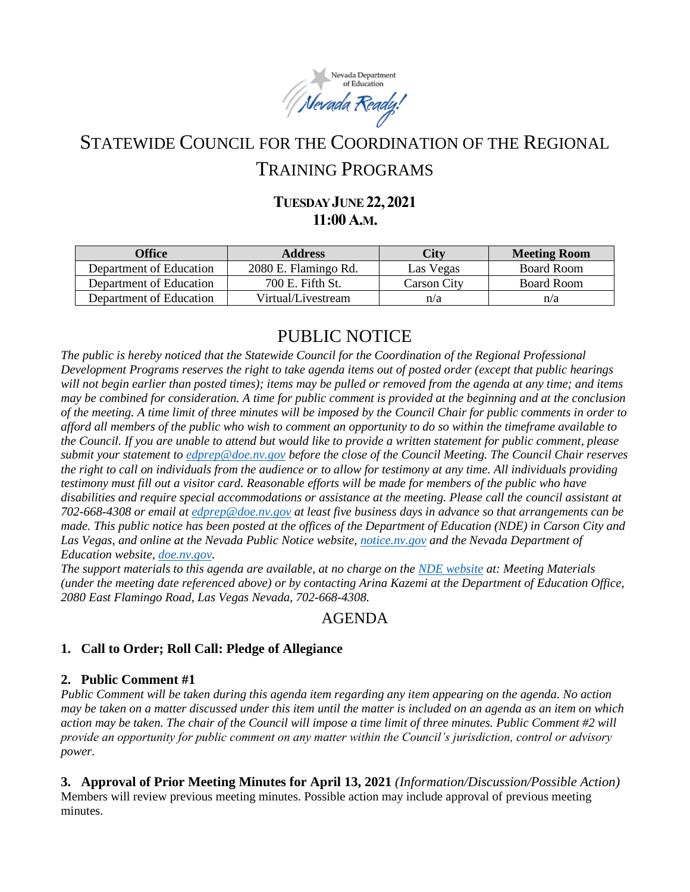# STATEWIDE COUNCIL FOR THE COORDINATION OF THE REGIONAL TRAINING PROGRAMS

**TUESDAY JUNE 22, 2021**
**11:00 A.M.**

| Office | Address | City | Meeting Room |
| --- | --- | --- | --- |
| Department of Education | 2080 E. Flamingo Rd. | Las Vegas | Board Room |
| Department of Education | 700 E. Fifth St. | Carson City | Board Room |
| Department of Education | Virtual/Livestream | n/a | n/a |

## PUBLIC NOTICE

*The public is hereby noticed that the Statewide Council for the Coordination of the Regional Professional Development Programs reserves the right to take agenda items out of posted order (except that public hearings will not begin earlier than posted times); items may be pulled or removed from the agenda at any time; and items may be combined for consideration. A time for public comment is provided at the beginning and at the conclusion of the meeting. A time limit of three minutes will be imposed by the Council Chair for public comments in order to afford all members of the public who wish to comment an opportunity to do so within the timeframe available to the Council. If you are unable to attend but would like to provide a written statement for public comment, please submit your statement to edprep@doe.nv.gov before the close of the Council Meeting. The Council Chair reserves the right to call on individuals from the audience or to allow for testimony at any time. All individuals providing testimony must fill out a visitor card. Reasonable efforts will be made for members of the public who have disabilities and require special accommodations or assistance at the meeting. Please call the council assistant at 702-668-4308 or email at edprep@doe.nv.gov at least five business days in advance so that arrangements can be made. This public notice has been posted at the offices of the Department of Education (NDE) in Carson City and Las Vegas, and online at the Nevada Public Notice website, notice.nv.gov and the Nevada Department of Education website, doe.nv.gov.*

*The support materials to this agenda are available, at no charge on the NDE website at: Meeting Materials (under the meeting date referenced above) or by contacting Arina Kazemi at the Department of Education Office, 2080 East Flamingo Road, Las Vegas Nevada, 702-668-4308.*

## AGENDA

### 1. Call to Order; Roll Call: Pledge of Allegiance

### 2. Public Comment #1

*Public Comment will be taken during this agenda item regarding any item appearing on the agenda. No action may be taken on a matter discussed under this item until the matter is included on an agenda as an item on which action may be taken. The chair of the Council will impose a time limit of three minutes. Public Comment #2 will provide an opportunity for public comment on any matter within the Council's jurisdiction, control or advisory power.*

### 3. Approval of Prior Meeting Minutes for April 13, 2021 *(Information/Discussion/Possible Action)*

Members will review previous meeting minutes. Possible action may include approval of previous meeting minutes.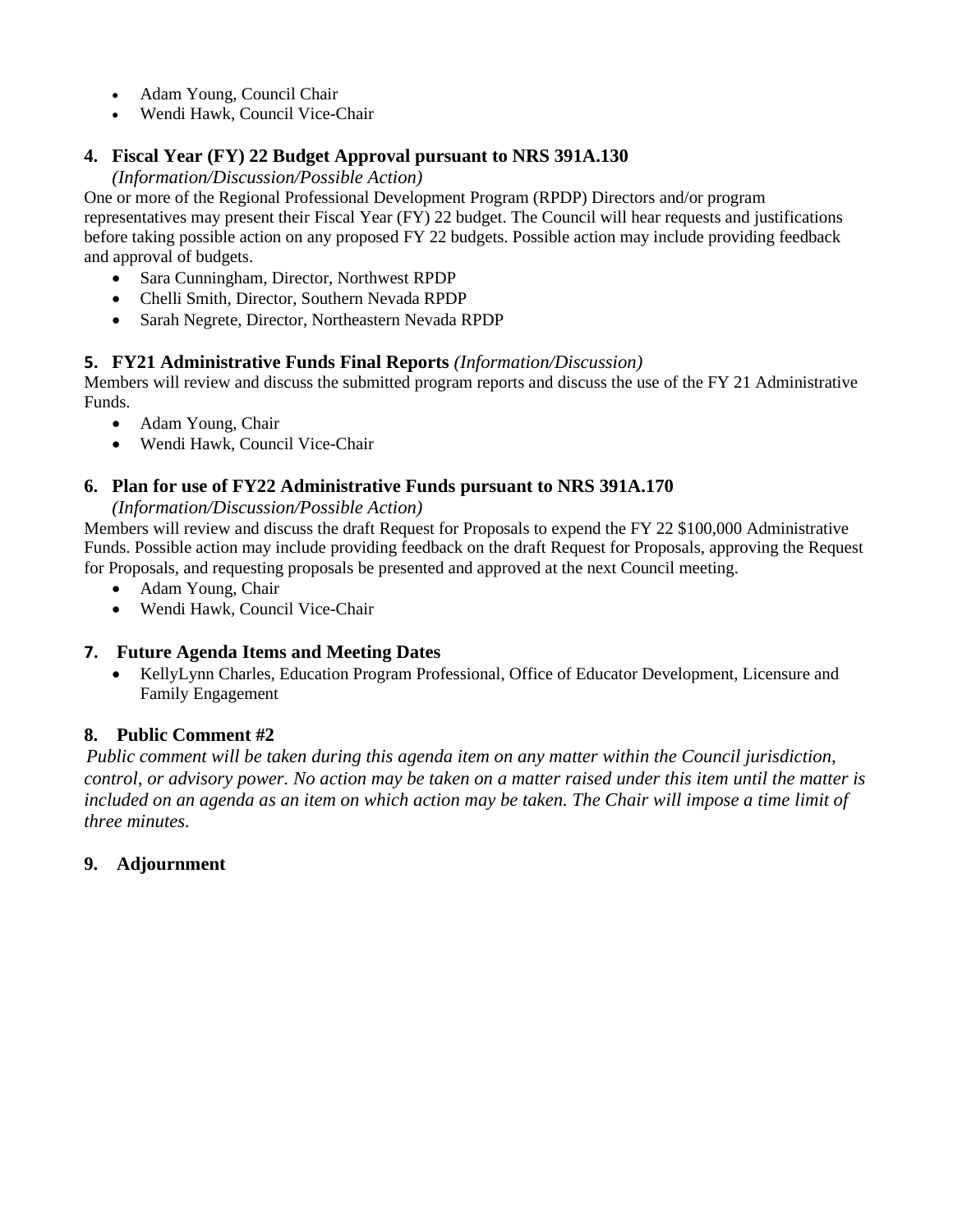- Adam Young, Council Chair
- Wendi Hawk, Council Vice-Chair

### 4. Fiscal Year (FY) 22 Budget Approval pursuant to NRS 391A.130

*(Information/Discussion/Possible Action)*

One or more of the Regional Professional Development Program (RPDP) Directors and/or program representatives may present their Fiscal Year (FY) 22 budget. The Council will hear requests and justifications before taking possible action on any proposed FY 22 budgets. Possible action may include providing feedback and approval of budgets.

- Sara Cunningham, Director, Northwest RPDP
- Chelli Smith, Director, Southern Nevada RPDP
- Sarah Negrete, Director, Northeastern Nevada RPDP

### 5. FY21 Administrative Funds Final Reports *(Information/Discussion)*

Members will review and discuss the submitted program reports and discuss the use of the FY 21 Administrative Funds.

- Adam Young, Chair
- Wendi Hawk, Council Vice-Chair

### 6. Plan for use of FY22 Administrative Funds pursuant to NRS 391A.170

*(Information/Discussion/Possible Action)*

Members will review and discuss the draft Request for Proposals to expend the FY 22 $100,000 Administrative Funds. Possible action may include providing feedback on the draft Request for Proposals, approving the Request for Proposals, and requesting proposals be presented and approved at the next Council meeting.

- Adam Young, Chair
- Wendi Hawk, Council Vice-Chair

### 7. Future Agenda Items and Meeting Dates

- KellyLynn Charles, Education Program Professional, Office of Educator Development, Licensure and Family Engagement

### 8. Public Comment #2

*Public comment will be taken during this agenda item on any matter within the Council jurisdiction, control, or advisory power. No action may be taken on a matter raised under this item until the matter is included on an agenda as an item on which action may be taken. The Chair will impose a time limit of three minutes.*

### 9. Adjournment